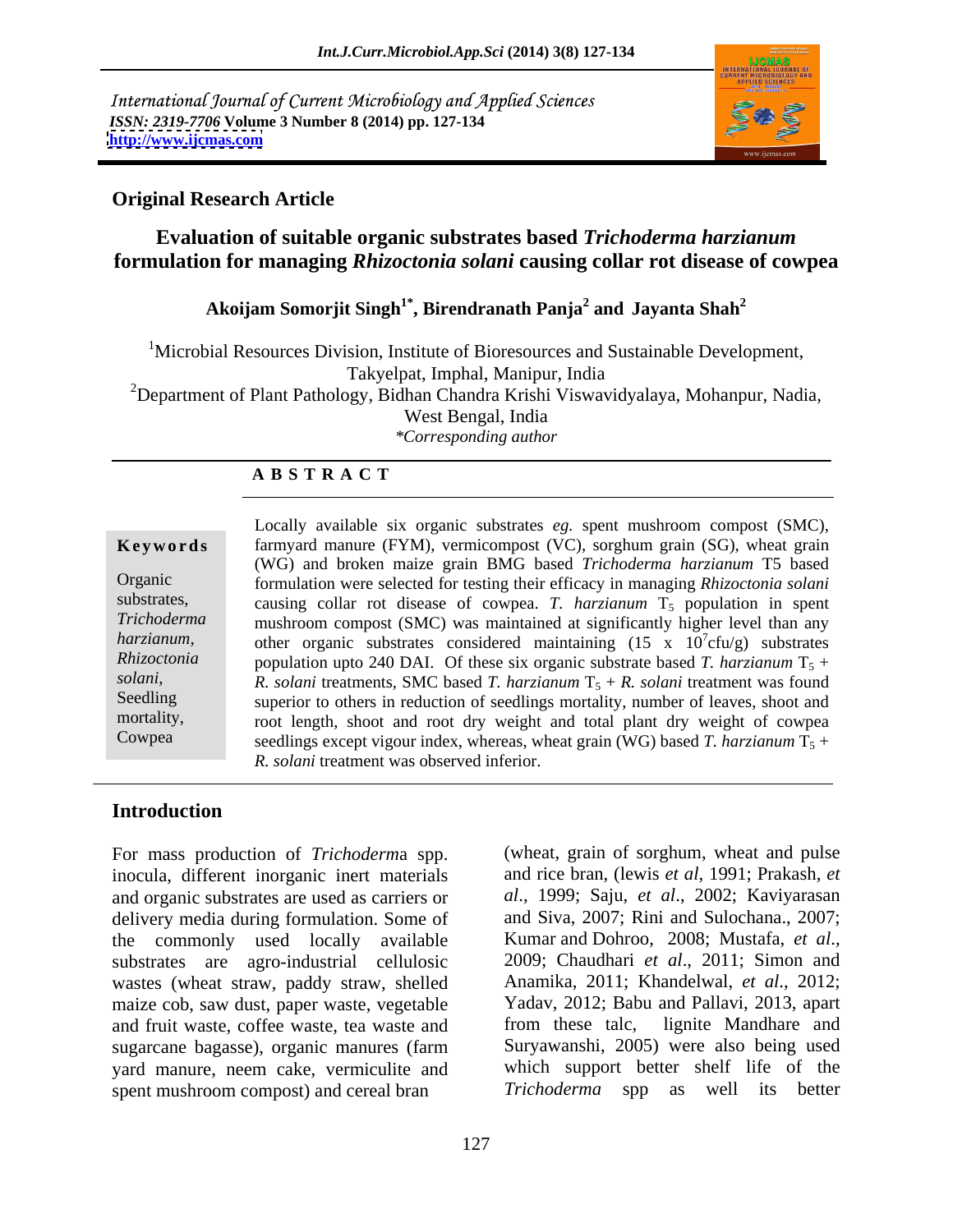International Journal of Current Microbiology and Applied Sciences
*ISSN: 2319-7706* **Volume 3 Number 8 (2014) pp. 127-134**
**http://www.ijcmas.com**

**Original Research Article**

# Evaluation of suitable organic substrates based *Trichoderma harzianum* formulation for managing *Rhizoctonia solani* causing collar rot disease of cowpea

**Akoijam Somorjit Singh[1*], Birendranath Panja[2] and Jayanta Shah[2]**

[1]Microbial Resources Division, Institute of Bioresources and Sustainable Development, Takyelpat, Imphal, Manipur, India

[2]Department of Plant Pathology, Bidhan Chandra Krishi Viswavidyalaya, Mohanpur, Nadia, West Bengal, India

*Corresponding author

## A B S T R A C T

**Keywords**

Organic substrates, *Trichoderma harzianum*, *Rhizoctonia solani*, Seedling mortality, Cowpea

Locally available six organic substrates *eg.* spent mushroom compost (SMC), farmyard manure (FYM), vermicompost (VC), sorghum grain (SG), wheat grain (WG) and broken maize grain BMG based *Trichoderma harzianum* T5 based formulation were selected for testing their efficacy in managing *Rhizoctonia solani* causing collar rot disease of cowpea. *T. harzianum* $T_5$ population in spent mushroom compost (SMC) was maintained at significantly higher level than any other organic substrates considered maintaining ($15 \times 10^7$cfu/g) substrates population upto 240 DAI. Of these six organic substrate based *T. harzianum* $T_5$ + *R. solani* treatments, SMC based *T. harzianum* $T_5$ + *R. solani* treatment was found superior to others in reduction of seedlings mortality, number of leaves, shoot and root length, shoot and root dry weight and total plant dry weight of cowpea seedlings except vigour index, whereas, wheat grain (WG) based *T. harzianum* $T_5$ + *R. solani* treatment was observed inferior.

## Introduction

For mass production of *Trichoderm*a spp. inocula, different inorganic inert materials and organic substrates are used as carriers or delivery media during formulation. Some of the commonly used locally available substrates are agro-industrial cellulosic wastes (wheat straw, paddy straw, shelled maize cob, saw dust, paper waste, vegetable and fruit waste, coffee waste, tea waste and sugarcane bagasse), organic manures (farm yard manure, neem cake, vermiculite and spent mushroom compost) and cereal bran (wheat, grain of sorghum, wheat and pulse and rice bran, (lewis *et al*, 1991; Prakash, *et al*., 1999; Saju, *et al*., 2002; Kaviyarasan and Siva, 2007; Rini and Sulochana., 2007; Kumar and Dohroo, 2008; Mustafa, *et al*., 2009; Chaudhari *et al*., 2011; Simon and Anamika, 2011; Khandelwal, *et al*., 2012; Yadav, 2012; Babu and Pallavi, 2013, apart from these talc, lignite Mandhare and Suryawanshi, 2005) were also being used which support better shelf life of the *Trichoderma* spp as well its better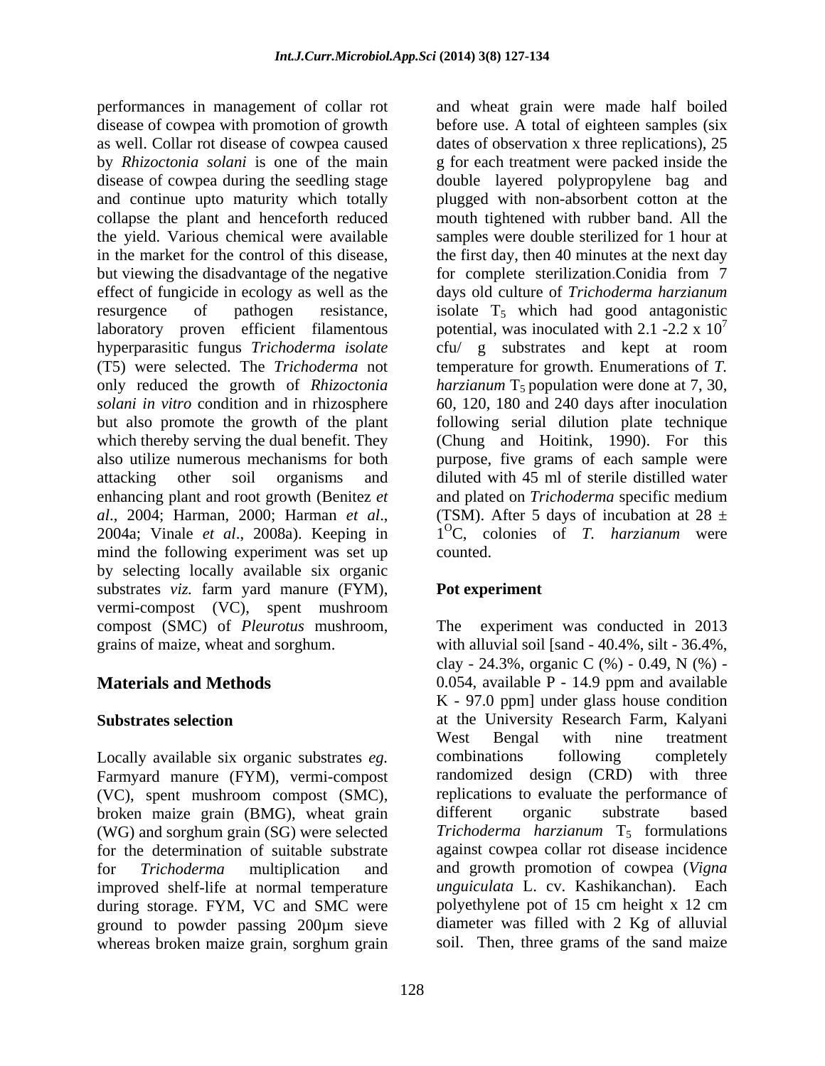performances in management of collar rot disease of cowpea with promotion of growth as well. Collar rot disease of cowpea caused by *Rhizoctonia solani* is one of the main disease of cowpea during the seedling stage and continue upto maturity which totally collapse the plant and henceforth reduced the yield. Various chemical were available in the market for the control of this disease, but viewing the disadvantage of the negative effect of fungicide in ecology as well as the resurgence of pathogen resistance, laboratory proven efficient filamentous hyperparasitic fungus *Trichoderma isolate* (T5) were selected. The *Trichoderma* not only reduced the growth of *Rhizoctonia solani in vitro* condition and in rhizosphere but also promote the growth of the plant which thereby serving the dual benefit. They also utilize numerous mechanisms for both attacking other soil organisms and enhancing plant and root growth (Benitez *et al*., 2004; Harman, 2000; Harman *et al*., 2004a; Vinale *et al*., 2008a). Keeping in mind the following experiment was set up by selecting locally available six organic substrates *viz.* farm yard manure (FYM), vermi-compost (VC), spent mushroom compost (SMC) of *Pleurotus* mushroom, grains of maize, wheat and sorghum.

## Materials and Methods

### Substrates selection

Locally available six organic substrates *eg.* Farmyard manure (FYM), vermi-compost (VC), spent mushroom compost (SMC), broken maize grain (BMG), wheat grain (WG) and sorghum grain (SG) were selected for the determination of suitable substrate for *Trichoderma* multiplication and improved shelf-life at normal temperature during storage. FYM, VC and SMC were ground to powder passing 200µm sieve whereas broken maize grain, sorghum grain and wheat grain were made half boiled before use. A total of eighteen samples (six dates of observation x three replications), 25 g for each treatment were packed inside the double layered polypropylene bag and plugged with non-absorbent cotton at the mouth tightened with rubber band. All the samples were double sterilized for 1 hour at the first day, then 40 minutes at the next day for complete sterilization.Conidia from 7 days old culture of *Trichoderma harzianum* isolate $T_5$ which had good antagonistic potential, was inoculated with 2.1 -2.2 x $10^7$ cfu/ g substrates and kept at room temperature for growth. Enumerations of *T. harzianum* $T_5$ population were done at 7, 30, 60, 120, 180 and 240 days after inoculation following serial dilution plate technique (Chung and Hoitink, 1990). For this purpose, five grams of each sample were diluted with 45 ml of sterile distilled water and plated on *Trichoderma* specific medium (TSM). After 5 days of incubation at 28 ± $1^{O}$C, colonies of *T. harzianum* were counted.

### Pot experiment

The experiment was conducted in 2013 with alluvial soil [sand - 40.4%, silt - 36.4%, clay - 24.3%, organic C (%) - 0.49, N (%) - 0.054, available P - 14.9 ppm and available K - 97.0 ppm] under glass house condition at the University Research Farm, Kalyani West Bengal with nine treatment combinations following completely randomized design (CRD) with three replications to evaluate the performance of different organic substrate based *Trichoderma harzianum* $T_5$ formulations against cowpea collar rot disease incidence and growth promotion of cowpea (*Vigna unguiculata* L. cv. Kashikanchan). Each polyethylene pot of 15 cm height x 12 cm diameter was filled with 2 Kg of alluvial soil. Then, three grams of the sand maize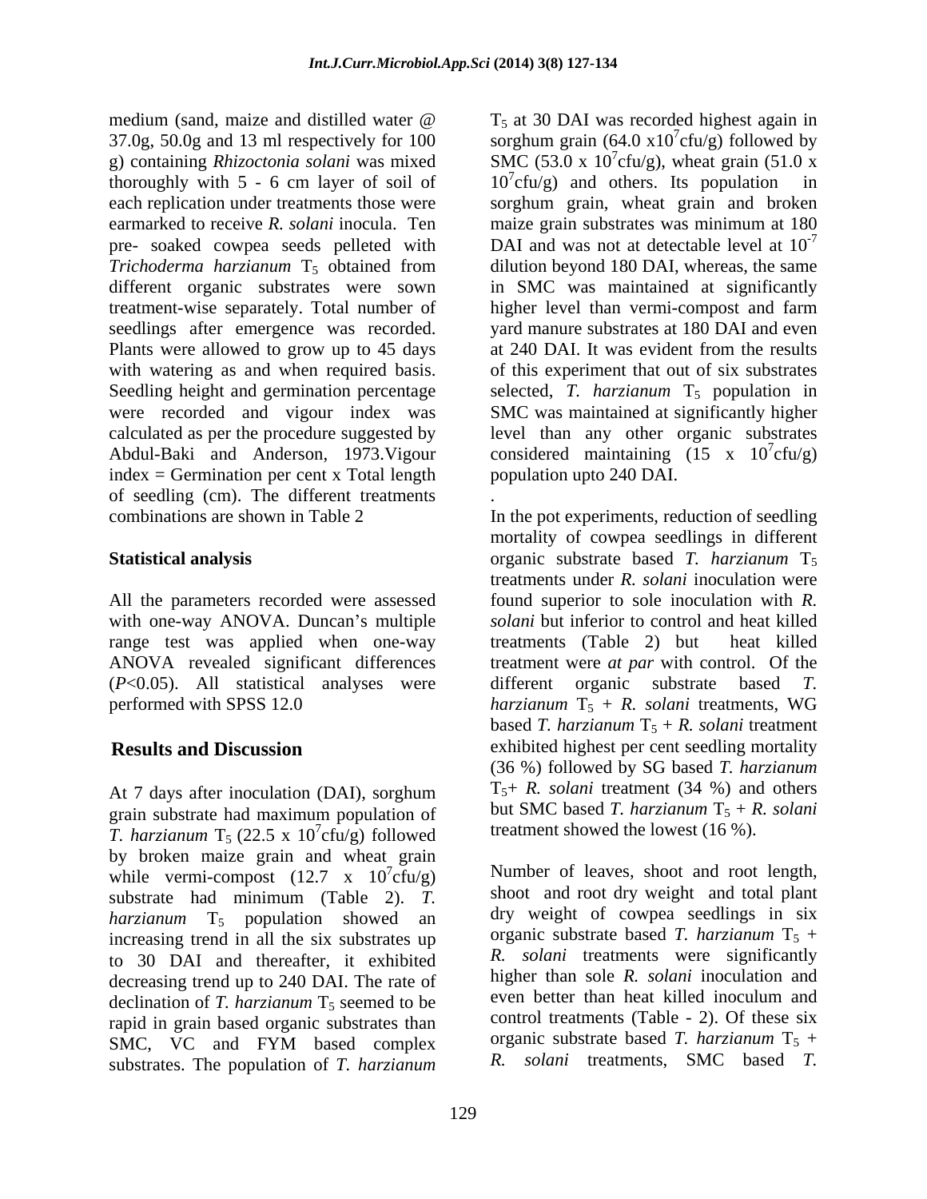medium (sand, maize and distilled water @ 37.0g, 50.0g and 13 ml respectively for 100 g) containing *Rhizoctonia solani* was mixed thoroughly with 5 - 6 cm layer of soil of each replication under treatments those were earmarked to receive *R. solani* inocula. Ten pre- soaked cowpea seeds pelleted with *Trichoderma harzianum* $T_5$ obtained from different organic substrates were sown treatment-wise separately. Total number of seedlings after emergence was recorded. Plants were allowed to grow up to 45 days with watering as and when required basis. Seedling height and germination percentage were recorded and vigour index was calculated as per the procedure suggested by Abdul-Baki and Anderson, 1973.Vigour index = Germination per cent x Total length of seedling (cm). The different treatments combinations are shown in Table 2

## Statistical analysis

All the parameters recorded were assessed with one-way ANOVA. Duncan's multiple range test was applied when one-way ANOVA revealed significant differences ($P<0.05$). All statistical analyses were performed with SPSS 12.0

## Results and Discussion

At 7 days after inoculation (DAI), sorghum grain substrate had maximum population of *T. harzianum* $T_5$ ($22.5 \times 10^7$cfu/g) followed by broken maize grain and wheat grain while vermi-compost ($12.7 \times 10^7$cfu/g) substrate had minimum (Table 2). *T. harzianum* $T_5$ population showed an increasing trend in all the six substrates up to 30 DAI and thereafter, it exhibited decreasing trend up to 240 DAI. The rate of declination of *T. harzianum* $T_5$ seemed to be rapid in grain based organic substrates than SMC, VC and FYM based complex substrates. The population of *T. harzianum* $T_5$ at 30 DAI was recorded highest again in sorghum grain ($64.0 \times 10^7$cfu/g) followed by SMC ($53.0 \times 10^7$cfu/g), wheat grain ($51.0 \times 10^7$cfu/g) and others. Its population in sorghum grain, wheat grain and broken maize grain substrates was minimum at 180 DAI and was not at detectable level at $10^{-7}$ dilution beyond 180 DAI, whereas, the same in SMC was maintained at significantly higher level than vermi-compost and farm yard manure substrates at 180 DAI and even at 240 DAI. It was evident from the results of this experiment that out of six substrates selected, *T. harzianum* $T_5$ population in SMC was maintained at significantly higher level than any other organic substrates considered maintaining ($15 \times 10^7$cfu/g) population upto 240 DAI.

In the pot experiments, reduction of seedling mortality of cowpea seedlings in different organic substrate based *T. harzianum* $T_5$ treatments under *R. solani* inoculation were found superior to sole inoculation with *R. solani* but inferior to control and heat killed treatments (Table 2) but heat killed treatment were *at par* with control. Of the different organic substrate based *T. harzianum* $T_5$ + *R. solani* treatments, WG based *T. harzianum* $T_5$ + *R. solani* treatment exhibited highest per cent seedling mortality (36 %) followed by SG based *T. harzianum* $T_5$+ *R. solani* treatment (34 %) and others but SMC based *T. harzianum* $T_5$ + *R. solani* treatment showed the lowest (16 %).

Number of leaves, shoot and root length, shoot and root dry weight and total plant dry weight of cowpea seedlings in six organic substrate based *T. harzianum* $T_5$ + *R. solani* treatments were significantly higher than sole *R. solani* inoculation and even better than heat killed inoculum and control treatments (Table - 2). Of these six organic substrate based *T. harzianum* $T_5$ + *R. solani* treatments, SMC based *T.*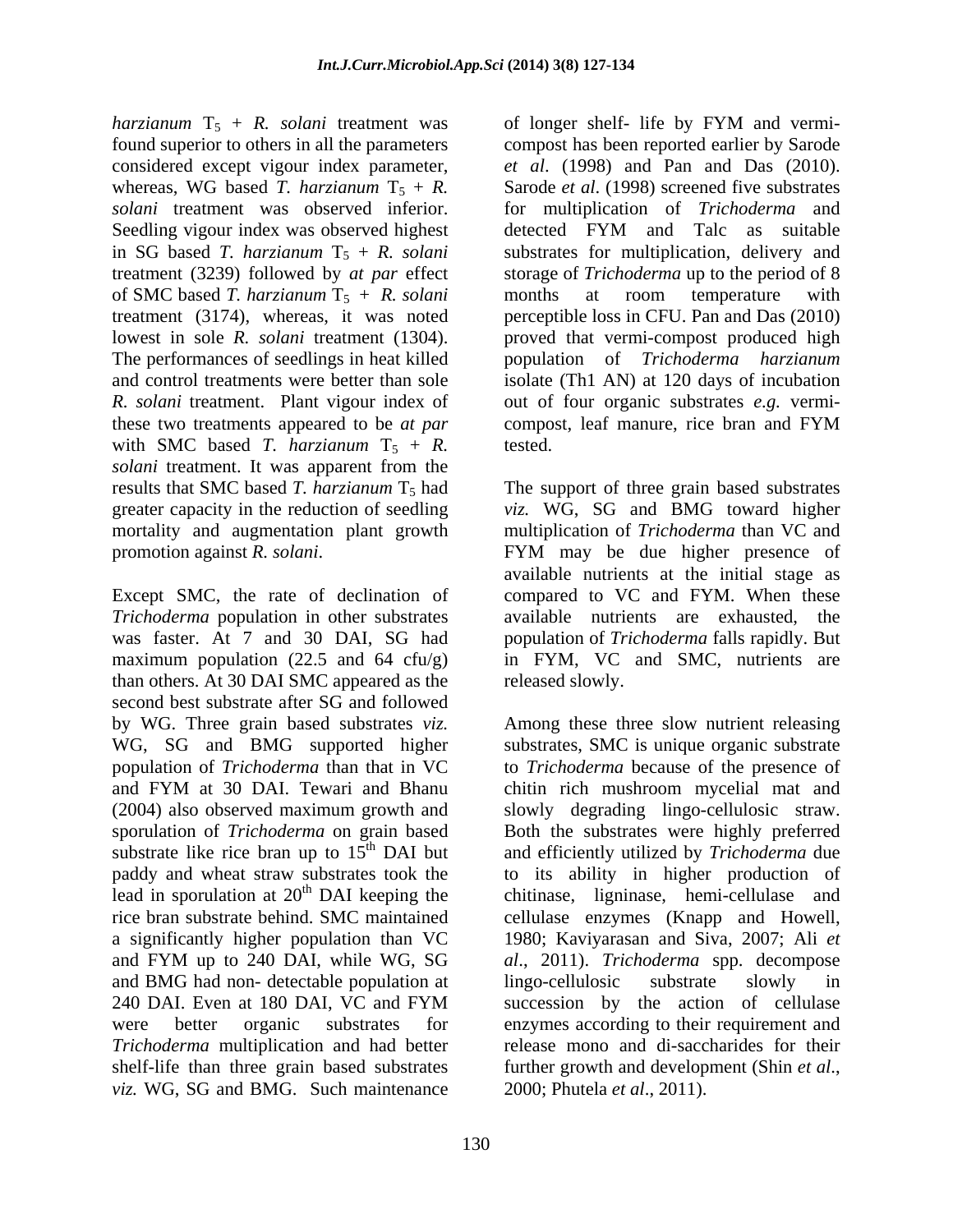*harzianum* $T_5$ + *R. solani* treatment was found superior to others in all the parameters considered except vigour index parameter, whereas, WG based *T. harzianum* $T_5$ + *R. solani* treatment was observed inferior. Seedling vigour index was observed highest in SG based *T. harzianum* $T_5$ + *R. solani* treatment (3239) followed by *at par* effect of SMC based *T. harzianum* $T_5$ + *R. solani* treatment (3174), whereas, it was noted lowest in sole *R. solani* treatment (1304). The performances of seedlings in heat killed and control treatments were better than sole *R. solani* treatment. Plant vigour index of these two treatments appeared to be *at par* with SMC based *T. harzianum* $T_5$ + *R. solani* treatment. It was apparent from the results that SMC based *T. harzianum* $T_5$ had greater capacity in the reduction of seedling mortality and augmentation plant growth promotion against *R. solani*.

Except SMC, the rate of declination of *Trichoderma* population in other substrates was faster. At 7 and 30 DAI, SG had maximum population (22.5 and 64 cfu/g) than others. At 30 DAI SMC appeared as the second best substrate after SG and followed by WG. Three grain based substrates *viz.* WG, SG and BMG supported higher population of *Trichoderma* than that in VC and FYM at 30 DAI. Tewari and Bhanu (2004) also observed maximum growth and sporulation of *Trichoderma* on grain based substrate like rice bran up to $15^{th}$ DAI but paddy and wheat straw substrates took the lead in sporulation at $20^{th}$ DAI keeping the rice bran substrate behind. SMC maintained a significantly higher population than VC and FYM up to 240 DAI, while WG, SG and BMG had non- detectable population at 240 DAI. Even at 180 DAI, VC and FYM were better organic substrates for *Trichoderma* multiplication and had better shelf-life than three grain based substrates *viz.* WG, SG and BMG. Such maintenance of longer shelf- life by FYM and vermi-compost has been reported earlier by Sarode *et al*. (1998) and Pan and Das (2010). Sarode *et al*. (1998) screened five substrates for multiplication of *Trichoderma* and detected FYM and Talc as suitable substrates for multiplication, delivery and storage of *Trichoderma* up to the period of 8 months at room temperature with perceptible loss in CFU. Pan and Das (2010) proved that vermi-compost produced high population of *Trichoderma harzianum* isolate (Th1 AN) at 120 days of incubation out of four organic substrates *e.g.* vermi-compost, leaf manure, rice bran and FYM tested.

The support of three grain based substrates *viz.* WG, SG and BMG toward higher multiplication of *Trichoderma* than VC and FYM may be due higher presence of available nutrients at the initial stage as compared to VC and FYM. When these available nutrients are exhausted, the population of *Trichoderma* falls rapidly. But in FYM, VC and SMC, nutrients are released slowly.

Among these three slow nutrient releasing substrates, SMC is unique organic substrate to *Trichoderma* because of the presence of chitin rich mushroom mycelial mat and slowly degrading lingo-cellulosic straw. Both the substrates were highly preferred and efficiently utilized by *Trichoderma* due to its ability in higher production of chitinase, ligninase, hemi-cellulase and cellulase enzymes (Knapp and Howell, 1980; Kaviyarasan and Siva, 2007; Ali *et al*., 2011). *Trichoderma* spp. decompose lingo-cellulosic substrate slowly in succession by the action of cellulase enzymes according to their requirement and release mono and di-saccharides for their further growth and development (Shin *et al*., 2000; Phutela *et al*., 2011).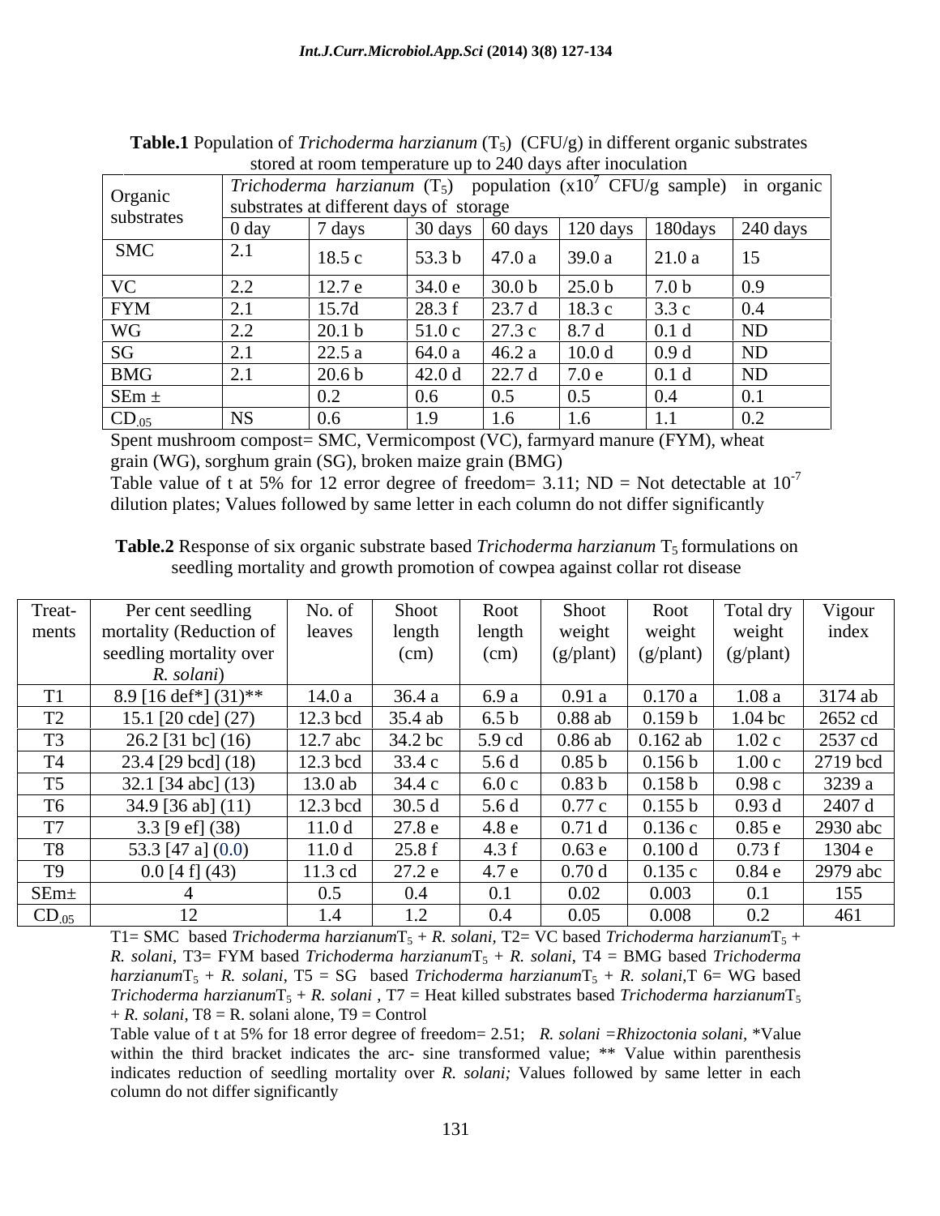**Table.1** Population of *Trichoderma harzianum* ($T_5$) (CFU/g) in different organic substrates stored at room temperature up to 240 days after inoculation

| Organic substrates | *Trichoderma harzianum* ($T_5$) population ($x10^7$ CFU/g sample) in organic substrates at different days of storage | | | | | | |
|---|---|---|---|---|---|---|---|
| | 0 day | 7 days | 30 days | 60 days | 120 days | 180days | 240 days |
| SMC | 2.1 | 18.5 c | 53.3 b | 47.0 a | 39.0 a | 21.0 a | 15 |
| VC | 2.2 | 12.7 e | 34.0 e | 30.0 b | 25.0 b | 7.0 b | 0.9 |
| FYM | 2.1 | 15.7d | 28.3 f | 23.7 d | 18.3 c | 3.3 c | 0.4 |
| WG | 2.2 | 20.1 b | 51.0 c | 27.3 c | 8.7 d | 0.1 d | ND |
| SG | 2.1 | 22.5 a | 64.0 a | 46.2 a | 10.0 d | 0.9 d | ND |
| BMG | 2.1 | 20.6 b | 42.0 d | 22.7 d | 7.0 e | 0.1 d | ND |
| SEm ± | | 0.2 | 0.6 | 0.5 | 0.5 | 0.4 | 0.1 |
| $CD_{.05}$ | NS | 0.6 | 1.9 | 1.6 | 1.6 | 1.1 | 0.2 |

Spent mushroom compost= SMC, Vermicompost (VC), farmyard manure (FYM), wheat grain (WG), sorghum grain (SG), broken maize grain (BMG)
Table value of t at 5% for 12 error degree of freedom= 3.11; ND = Not detectable at $10^{-7}$ dilution plates; Values followed by same letter in each column do not differ significantly

**Table.2** Response of six organic substrate based *Trichoderma harzianum* $T_5$ formulations on seedling mortality and growth promotion of cowpea against collar rot disease

| Treat-ments | Per cent seedling mortality (Reduction of seedling mortality over *R. solani*) | No. of leaves | Shoot length (cm) | Root length (cm) | Shoot weight (g/plant) | Root weight (g/plant) | Total dry weight (g/plant) | Vigour index |
|---|---|---|---|---|---|---|---|---|
| T1 | 8.9 [16 def*] (31)** | 14.0 a | 36.4 a | 6.9 a | 0.91 a | 0.170 a | 1.08 a | 3174 ab |
| T2 | 15.1 [20 cde] (27) | 12.3 bcd | 35.4 ab | 6.5 b | 0.88 ab | 0.159 b | 1.04 bc | 2652 cd |
| T3 | 26.2 [31 bc] (16) | 12.7 abc | 34.2 bc | 5.9 cd | 0.86 ab | 0.162 ab | 1.02 c | 2537 cd |
| T4 | 23.4 [29 bcd] (18) | 12.3 bcd | 33.4 c | 5.6 d | 0.85 b | 0.156 b | 1.00 c | 2719 bcd |
| T5 | 32.1 [34 abc] (13) | 13.0 ab | 34.4 c | 6.0 c | 0.83 b | 0.158 b | 0.98 c | 3239 a |
| T6 | 34.9 [36 ab] (11) | 12.3 bcd | 30.5 d | 5.6 d | 0.77 c | 0.155 b | 0.93 d | 2407 d |
| T7 | 3.3 [9 ef] (38) | 11.0 d | 27.8 e | 4.8 e | 0.71 d | 0.136 c | 0.85 e | 2930 abc |
| T8 | 53.3 [47 a] (0.0) | 11.0 d | 25.8 f | 4.3 f | 0.63 e | 0.100 d | 0.73 f | 1304 e |
| T9 | 0.0 [4 f] (43) | 11.3 cd | 27.2 e | 4.7 e | 0.70 d | 0.135 c | 0.84 e | 2979 abc |
| SEm± | 4 | 0.5 | 0.4 | 0.1 | 0.02 | 0.003 | 0.1 | 155 |
| $CD_{.05}$ | 12 | 1.4 | 1.2 | 0.4 | 0.05 | 0.008 | 0.2 | 461 |

T1= SMC based *Trichoderma harzianum* $T_5$ + *R. solani*, T2= VC based *Trichoderma harzianum* $T_5$ + *R. solani*, T3= FYM based *Trichoderma harzianum* $T_5$ + *R. solani*, T4 = BMG based *Trichoderma harzianum* $T_5$ + *R. solani*, T5 = SG based *Trichoderma harzianum* $T_5$ + *R. solani*, T 6= WG based *Trichoderma harzianum* $T_5$ + *R. solani* , T7 = Heat killed substrates based *Trichoderma harzianum* $T_5$ + *R. solani*, T8 = R. solani alone, T9 = Control

Table value of t at 5% for 18 error degree of freedom= 2.51; *R. solani* =*Rhizoctonia solani*, *Value within the third bracket indicates the arc- sine transformed value; ** Value within parenthesis indicates reduction of seedling mortality over *R. solani;* Values followed by same letter in each column do not differ significantly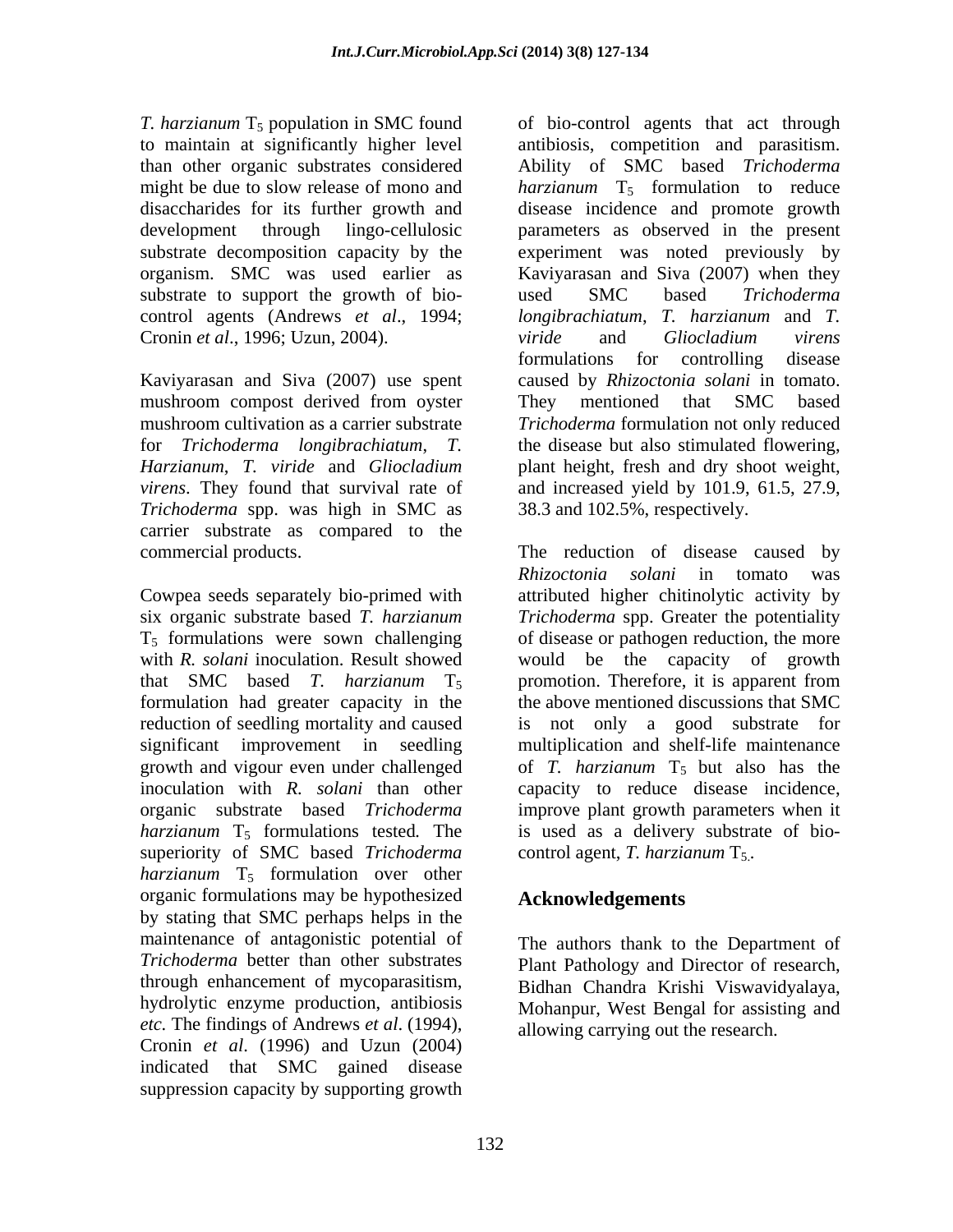*T. harzianum* $T_5$ population in SMC found to maintain at significantly higher level than other organic substrates considered might be due to slow release of mono and disaccharides for its further growth and development through lingo-cellulosic substrate decomposition capacity by the organism. SMC was used earlier as substrate to support the growth of bio-control agents (Andrews *et al*., 1994; Cronin *et al*., 1996; Uzun, 2004).

Kaviyarasan and Siva (2007) use spent mushroom compost derived from oyster mushroom cultivation as a carrier substrate for *Trichoderma longibrachiatum*, *T. Harzianum*, *T. viride* and *Gliocladium virens*. They found that survival rate of *Trichoderma* spp. was high in SMC as carrier substrate as compared to the commercial products.

Cowpea seeds separately bio-primed with six organic substrate based *T. harzianum* $T_5$ formulations were sown challenging with *R. solani* inoculation. Result showed that SMC based *T. harzianum* $T_5$ formulation had greater capacity in the reduction of seedling mortality and caused significant improvement in seedling growth and vigour even under challenged inoculation with *R. solani* than other organic substrate based *Trichoderma harzianum* $T_5$ formulations tested*.* The superiority of SMC based *Trichoderma harzianum* $T_5$ formulation over other organic formulations may be hypothesized by stating that SMC perhaps helps in the maintenance of antagonistic potential of *Trichoderma* better than other substrates through enhancement of mycoparasitism, hydrolytic enzyme production, antibiosis *etc.* The findings of Andrews *et al*. (1994), Cronin *et al*. (1996) and Uzun (2004) indicated that SMC gained disease suppression capacity by supporting growth of bio-control agents that act through antibiosis, competition and parasitism. Ability of SMC based *Trichoderma harzianum* $T_5$ formulation to reduce disease incidence and promote growth parameters as observed in the present experiment was noted previously by Kaviyarasan and Siva (2007) when they used SMC based *Trichoderma longibrachiatum*, *T. harzianum* and *T. viride* and *Gliocladium virens* formulations for controlling disease caused by *Rhizoctonia solani* in tomato. They mentioned that SMC based *Trichoderma* formulation not only reduced the disease but also stimulated flowering, plant height, fresh and dry shoot weight, and increased yield by 101.9, 61.5, 27.9, 38.3 and 102.5%, respectively.

The reduction of disease caused by *Rhizoctonia solani* in tomato was attributed higher chitinolytic activity by *Trichoderma* spp. Greater the potentiality of disease or pathogen reduction, the more would be the capacity of growth promotion. Therefore, it is apparent from the above mentioned discussions that SMC is not only a good substrate for multiplication and shelf-life maintenance of *T. harzianum* $T_5$ but also has the capacity to reduce disease incidence, improve plant growth parameters when it is used as a delivery substrate of bio-control agent, *T. harzianum* $T_5$.

## Acknowledgements

The authors thank to the Department of Plant Pathology and Director of research, Bidhan Chandra Krishi Viswavidyalaya, Mohanpur, West Bengal for assisting and allowing carrying out the research.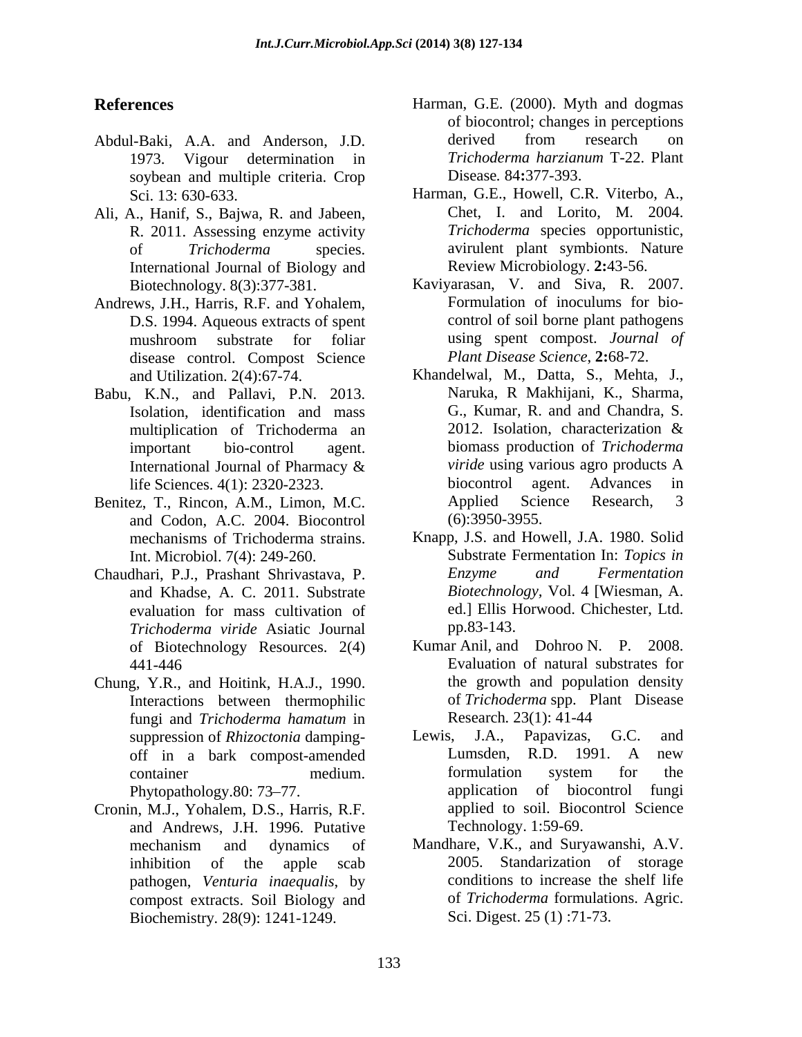## References

Abdul-Baki, A.A. and Anderson, J.D. 1973. Vigour determination in soybean and multiple criteria. Crop Sci. 13: 630-633.

Ali, A., Hanif, S., Bajwa, R. and Jabeen, R. 2011. Assessing enzyme activity of *Trichoderma* species. International Journal of Biology and Biotechnology. 8(3):377-381.

Andrews, J.H., Harris, R.F. and Yohalem, D.S. 1994. Aqueous extracts of spent mushroom substrate for foliar disease control. Compost Science and Utilization. 2(4):67-74.

Babu, K.N., and Pallavi, P.N. 2013. Isolation, identification and mass multiplication of Trichoderma an important bio-control agent. International Journal of Pharmacy & life Sciences. 4(1): 2320-2323.

Benitez, T., Rincon, A.M., Limon, M.C. and Codon, A.C. 2004. Biocontrol mechanisms of Trichoderma strains. Int. Microbiol. 7(4): 249-260.

Chaudhari, P.J., Prashant Shrivastava, P. and Khadse, A. C. 2011. Substrate evaluation for mass cultivation of *Trichoderma viride* Asiatic Journal of Biotechnology Resources. 2(4) 441-446

Chung, Y.R., and Hoitink, H.A.J., 1990. Interactions between thermophilic fungi and *Trichoderma hamatum* in suppression of *Rhizoctonia* damping-off in a bark compost-amended container medium. Phytopathology.80: 73–77.

Cronin, M.J., Yohalem, D.S., Harris, R.F. and Andrews, J.H. 1996. Putative mechanism and dynamics of inhibition of the apple scab pathogen, *Venturia inaequalis*, by compost extracts. Soil Biology and Biochemistry. 28(9): 1241-1249.

Harman, G.E. (2000). Myth and dogmas of biocontrol; changes in perceptions derived from research on *Trichoderma harzianum* T-22. Plant Disease. 84**:**377-393.

Harman, G.E., Howell, C.R. Viterbo, A., Chet, I. and Lorito, M. 2004. *Trichoderma* species opportunistic, avirulent plant symbionts. Nature Review Microbiology. **2:**43-56.

Kaviyarasan, V. and Siva, R. 2007. Formulation of inoculums for bio-control of soil borne plant pathogens using spent compost. *Journal of Plant Disease Science*, **2:**68-72.

Khandelwal, M., Datta, S., Mehta, J., Naruka, R Makhijani, K., Sharma, G., Kumar, R. and and Chandra, S. 2012. Isolation, characterization & biomass production of *Trichoderma viride* using various agro products A biocontrol agent. Advances in Applied Science Research, 3 (6):3950-3955.

Knapp, J.S. and Howell, J.A. 1980. Solid Substrate Fermentation In: *Topics in Enzyme and Fermentation Biotechnology,* Vol. 4 [Wiesman, A. ed.] Ellis Horwood. Chichester, Ltd. pp.83-143.

Kumar Anil, and Dohroo N. P. 2008. Evaluation of natural substrates for the growth and population density of *Trichoderma* spp. Plant Disease Research. 23(1): 41-44

Lewis, J.A., Papavizas, G.C. and Lumsden, R.D. 1991. A new formulation system for the application of biocontrol fungi applied to soil. Biocontrol Science Technology. 1:59-69.

Mandhare, V.K., and Suryawanshi, A.V. 2005. Standarization of storage conditions to increase the shelf life of *Trichoderma* formulations. Agric. Sci. Digest. 25 (1) :71-73.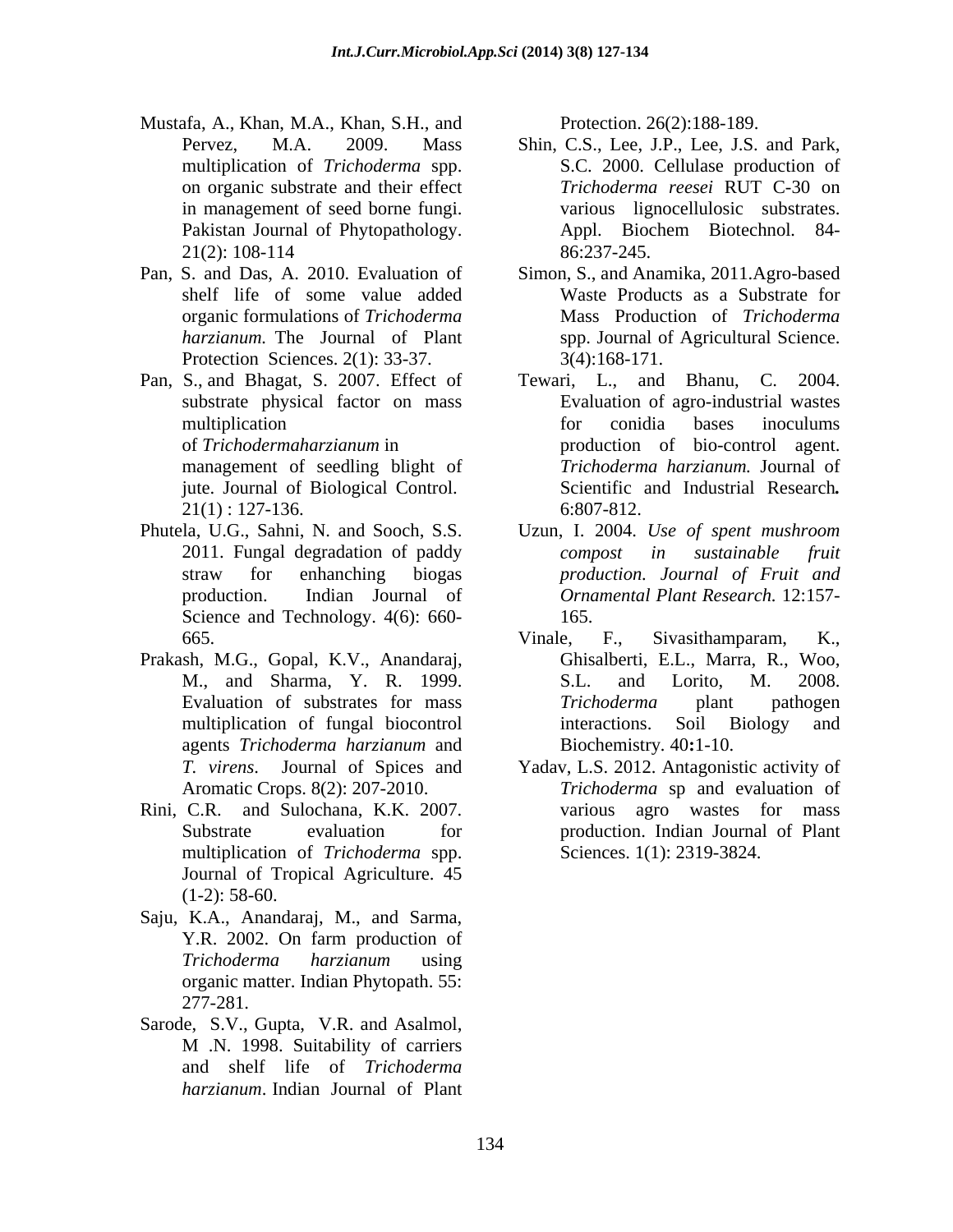Mustafa, A., Khan, M.A., Khan, S.H., and Pervez, M.A. 2009. Mass multiplication of *Trichoderma* spp. on organic substrate and their effect in management of seed borne fungi. Pakistan Journal of Phytopathology. 21(2): 108-114

Pan, S. and Das, A. 2010. Evaluation of shelf life of some value added organic formulations of *Trichoderma harzianum.* The Journal of Plant Protection Sciences. 2(1): 33-37.

Pan, S., and Bhagat, S. 2007. Effect of substrate physical factor on mass multiplication of *Trichodermaharzianum* in management of seedling blight of jute. Journal of Biological Control. 21(1) : 127-136.

Phutela, U.G., Sahni, N. and Sooch, S.S. 2011. Fungal degradation of paddy straw for enhanching biogas production. Indian Journal of Science and Technology. 4(6): 660-665.

Prakash, M.G., Gopal, K.V., Anandaraj, M., and Sharma, Y. R. 1999. Evaluation of substrates for mass multiplication of fungal biocontrol agents *Trichoderma harzianum* and *T. virens*. Journal of Spices and Aromatic Crops. 8(2): 207-2010.

Rini, C.R. and Sulochana, K.K. 2007. Substrate evaluation for multiplication of *Trichoderma* spp. Journal of Tropical Agriculture. 45 (1-2): 58-60.

Saju, K.A., Anandaraj, M., and Sarma, Y.R. 2002. On farm production of *Trichoderma harzianum* using organic matter. Indian Phytopath. 55: 277-281.

Sarode, S.V., Gupta, V.R. and Asalmol, M .N. 1998. Suitability of carriers and shelf life of *Trichoderma harzianum*. Indian Journal of Plant Protection. 26(2):188-189.

Shin, C.S., Lee, J.P., Lee, J.S. and Park, S.C. 2000. Cellulase production of *Trichoderma reesei* RUT C-30 on various lignocellulosic substrates. Appl. Biochem Biotechnol. 84-86:237-245.

Simon, S., and Anamika, 2011.Agro-based Waste Products as a Substrate for Mass Production of *Trichoderma* spp. Journal of Agricultural Science. 3(4):168-171.

Tewari, L., and Bhanu, C. 2004. Evaluation of agro-industrial wastes for conidia bases inoculums production of bio-control agent. *Trichoderma harzianum.* Journal of Scientific and Industrial Research**.** 6:807-812.

Uzun, I. 2004. *Use of spent mushroom compost in sustainable fruit production. Journal of Fruit and Ornamental Plant Research.* 12:157-165.

Vinale, F., Sivasithamparam, K., Ghisalberti, E.L., Marra, R., Woo, S.L. and Lorito, M. 2008. *Trichoderma* plant pathogen interactions. Soil Biology and Biochemistry. 40**:**1-10.

Yadav, L.S. 2012. Antagonistic activity of *Trichoderma* sp and evaluation of various agro wastes for mass production. Indian Journal of Plant Sciences. 1(1): 2319-3824.